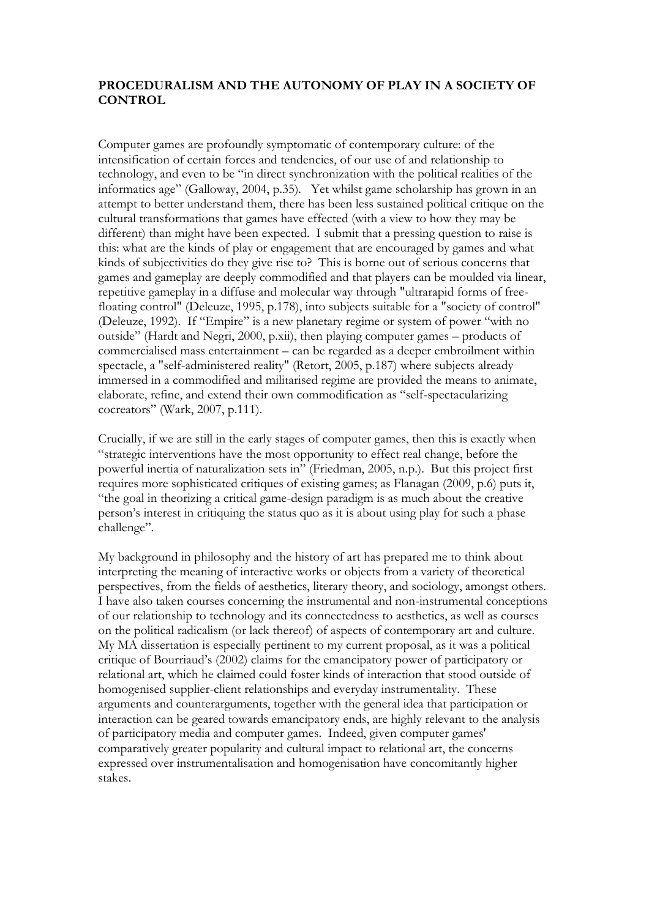**PROCEDURALISM AND THE AUTONOMY OF PLAY IN A SOCIETY OF CONTROL**

Computer games are profoundly symptomatic of contemporary culture: of the intensification of certain forces and tendencies, of our use of and relationship to technology, and even to be "in direct synchronization with the political realities of the informatics age" (Galloway, 2004, p.35). Yet whilst game scholarship has grown in an attempt to better understand them, there has been less sustained political critique on the cultural transformations that games have effected (with a view to how they may be different) than might have been expected. I submit that a pressing question to raise is this: what are the kinds of play or engagement that are encouraged by games and what kinds of subjectivities do they give rise to? This is borne out of serious concerns that games and gameplay are deeply commodified and that players can be moulded via linear, repetitive gameplay in a diffuse and molecular way through "ultrarapid forms of free-floating control" (Deleuze, 1995, p.178), into subjects suitable for a "society of control" (Deleuze, 1992). If "Empire" is a new planetary regime or system of power "with no outside" (Hardt and Negri, 2000, p.xii), then playing computer games – products of commercialised mass entertainment – can be regarded as a deeper embroilment within spectacle, a "self-administered reality" (Retort, 2005, p.187) where subjects already immersed in a commodified and militarised regime are provided the means to animate, elaborate, refine, and extend their own commodification as "self-spectacularizing cocreators" (Wark, 2007, p.111).

Crucially, if we are still in the early stages of computer games, then this is exactly when "strategic interventions have the most opportunity to effect real change, before the powerful inertia of naturalization sets in" (Friedman, 2005, n.p.). But this project first requires more sophisticated critiques of existing games; as Flanagan (2009, p.6) puts it, "the goal in theorizing a critical game-design paradigm is as much about the creative person's interest in critiquing the status quo as it is about using play for such a phase challenge".

My background in philosophy and the history of art has prepared me to think about interpreting the meaning of interactive works or objects from a variety of theoretical perspectives, from the fields of aesthetics, literary theory, and sociology, amongst others. I have also taken courses concerning the instrumental and non-instrumental conceptions of our relationship to technology and its connectedness to aesthetics, as well as courses on the political radicalism (or lack thereof) of aspects of contemporary art and culture. My MA dissertation is especially pertinent to my current proposal, as it was a political critique of Bourriaud's (2002) claims for the emancipatory power of participatory or relational art, which he claimed could foster kinds of interaction that stood outside of homogenised supplier-client relationships and everyday instrumentality. These arguments and counterarguments, together with the general idea that participation or interaction can be geared towards emancipatory ends, are highly relevant to the analysis of participatory media and computer games. Indeed, given computer games' comparatively greater popularity and cultural impact to relational art, the concerns expressed over instrumentalisation and homogenisation have concomitantly higher stakes.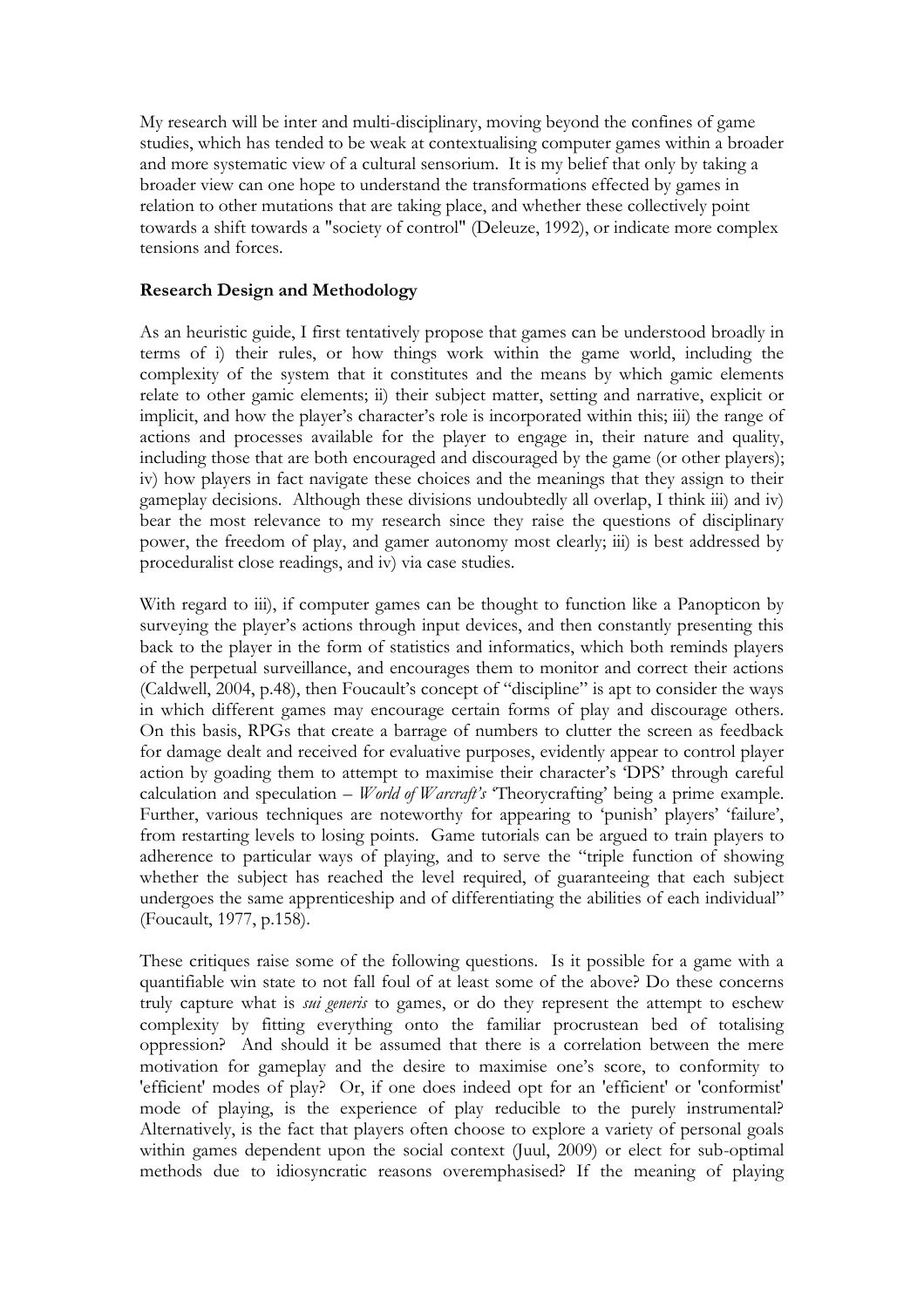My research will be inter and multi-disciplinary, moving beyond the confines of game studies, which has tended to be weak at contextualising computer games within a broader and more systematic view of a cultural sensorium. It is my belief that only by taking a broader view can one hope to understand the transformations effected by games in relation to other mutations that are taking place, and whether these collectively point towards a shift towards a "society of control" (Deleuze, 1992), or indicate more complex tensions and forces.

**Research Design and Methodology**

As an heuristic guide, I first tentatively propose that games can be understood broadly in terms of i) their rules, or how things work within the game world, including the complexity of the system that it constitutes and the means by which gamic elements relate to other gamic elements; ii) their subject matter, setting and narrative, explicit or implicit, and how the player's character's role is incorporated within this; iii) the range of actions and processes available for the player to engage in, their nature and quality, including those that are both encouraged and discouraged by the game (or other players); iv) how players in fact navigate these choices and the meanings that they assign to their gameplay decisions. Although these divisions undoubtedly all overlap, I think iii) and iv) bear the most relevance to my research since they raise the questions of disciplinary power, the freedom of play, and gamer autonomy most clearly; iii) is best addressed by proceduralist close readings, and iv) via case studies.

With regard to iii), if computer games can be thought to function like a Panopticon by surveying the player's actions through input devices, and then constantly presenting this back to the player in the form of statistics and informatics, which both reminds players of the perpetual surveillance, and encourages them to monitor and correct their actions (Caldwell, 2004, p.48), then Foucault's concept of "discipline" is apt to consider the ways in which different games may encourage certain forms of play and discourage others. On this basis, RPGs that create a barrage of numbers to clutter the screen as feedback for damage dealt and received for evaluative purposes, evidently appear to control player action by goading them to attempt to maximise their character's 'DPS' through careful calculation and speculation – *World of Warcraft's* 'Theorycrafting' being a prime example. Further, various techniques are noteworthy for appearing to 'punish' players' 'failure', from restarting levels to losing points. Game tutorials can be argued to train players to adherence to particular ways of playing, and to serve the "triple function of showing whether the subject has reached the level required, of guaranteeing that each subject undergoes the same apprenticeship and of differentiating the abilities of each individual" (Foucault, 1977, p.158).

These critiques raise some of the following questions. Is it possible for a game with a quantifiable win state to not fall foul of at least some of the above? Do these concerns truly capture what is *sui generis* to games, or do they represent the attempt to eschew complexity by fitting everything onto the familiar procrustean bed of totalising oppression? And should it be assumed that there is a correlation between the mere motivation for gameplay and the desire to maximise one's score, to conformity to 'efficient' modes of play? Or, if one does indeed opt for an 'efficient' or 'conformist' mode of playing, is the experience of play reducible to the purely instrumental? Alternatively, is the fact that players often choose to explore a variety of personal goals within games dependent upon the social context (Juul, 2009) or elect for sub-optimal methods due to idiosyncratic reasons overemphasised? If the meaning of playing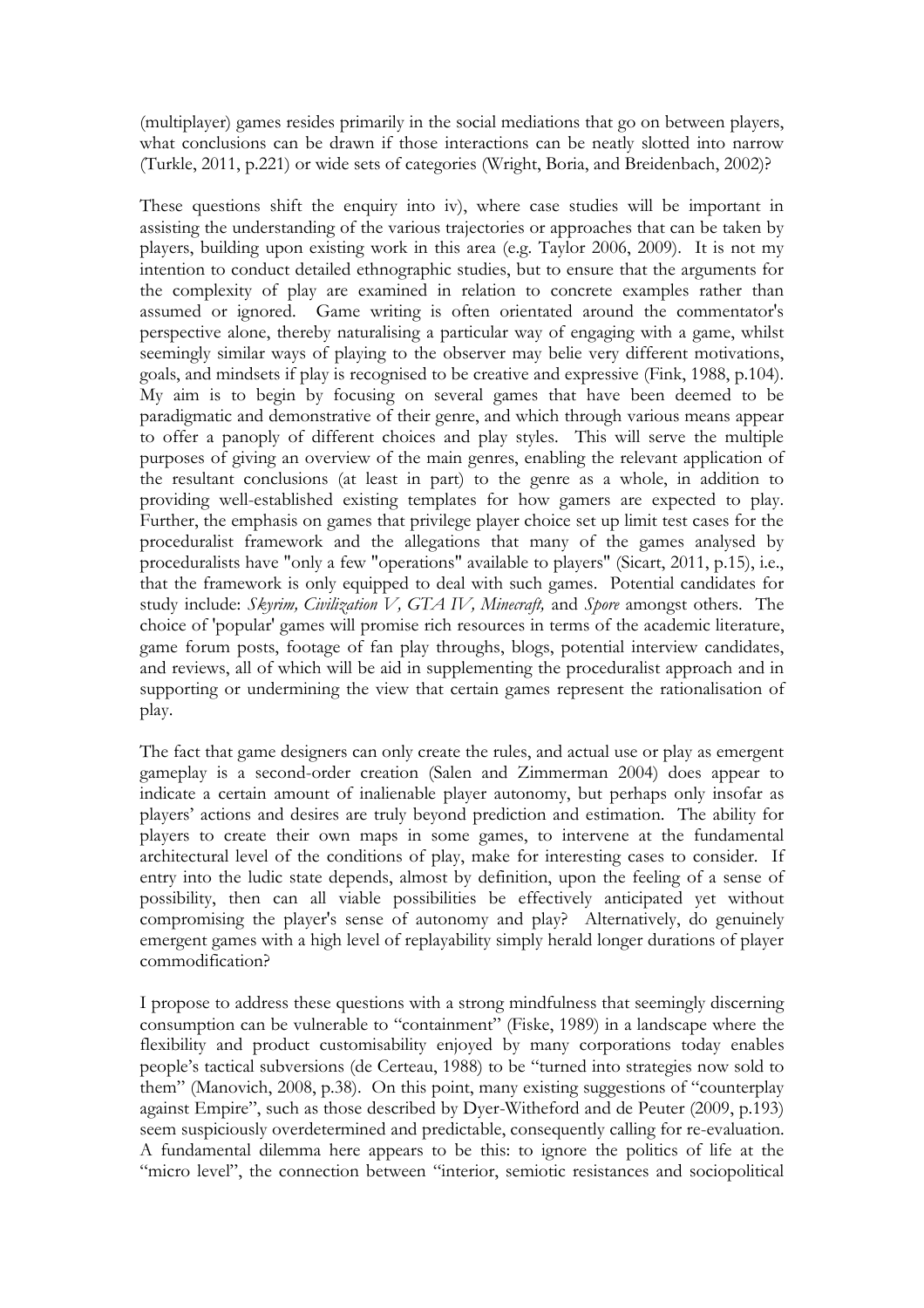(multiplayer) games resides primarily in the social mediations that go on between players, what conclusions can be drawn if those interactions can be neatly slotted into narrow (Turkle, 2011, p.221) or wide sets of categories (Wright, Boria, and Breidenbach, 2002)?

These questions shift the enquiry into iv), where case studies will be important in assisting the understanding of the various trajectories or approaches that can be taken by players, building upon existing work in this area (e.g. Taylor 2006, 2009). It is not my intention to conduct detailed ethnographic studies, but to ensure that the arguments for the complexity of play are examined in relation to concrete examples rather than assumed or ignored. Game writing is often orientated around the commentator's perspective alone, thereby naturalising a particular way of engaging with a game, whilst seemingly similar ways of playing to the observer may belie very different motivations, goals, and mindsets if play is recognised to be creative and expressive (Fink, 1988, p.104). My aim is to begin by focusing on several games that have been deemed to be paradigmatic and demonstrative of their genre, and which through various means appear to offer a panoply of different choices and play styles. This will serve the multiple purposes of giving an overview of the main genres, enabling the relevant application of the resultant conclusions (at least in part) to the genre as a whole, in addition to providing well-established existing templates for how gamers are expected to play. Further, the emphasis on games that privilege player choice set up limit test cases for the proceduralist framework and the allegations that many of the games analysed by proceduralists have "only a few "operations" available to players" (Sicart, 2011, p.15), i.e., that the framework is only equipped to deal with such games. Potential candidates for study include: *Skyrim, Civilization V, GTA IV, Minecraft,* and *Spore* amongst others. The choice of 'popular' games will promise rich resources in terms of the academic literature, game forum posts, footage of fan play throughs, blogs, potential interview candidates, and reviews, all of which will be aid in supplementing the proceduralist approach and in supporting or undermining the view that certain games represent the rationalisation of play.

The fact that game designers can only create the rules, and actual use or play as emergent gameplay is a second-order creation (Salen and Zimmerman 2004) does appear to indicate a certain amount of inalienable player autonomy, but perhaps only insofar as players' actions and desires are truly beyond prediction and estimation. The ability for players to create their own maps in some games, to intervene at the fundamental architectural level of the conditions of play, make for interesting cases to consider. If entry into the ludic state depends, almost by definition, upon the feeling of a sense of possibility, then can all viable possibilities be effectively anticipated yet without compromising the player's sense of autonomy and play? Alternatively, do genuinely emergent games with a high level of replayability simply herald longer durations of player commodification?

I propose to address these questions with a strong mindfulness that seemingly discerning consumption can be vulnerable to "containment" (Fiske, 1989) in a landscape where the flexibility and product customisability enjoyed by many corporations today enables people's tactical subversions (de Certeau, 1988) to be "turned into strategies now sold to them" (Manovich, 2008, p.38). On this point, many existing suggestions of "counterplay against Empire", such as those described by Dyer-Witheford and de Peuter (2009, p.193) seem suspiciously overdetermined and predictable, consequently calling for re-evaluation. A fundamental dilemma here appears to be this: to ignore the politics of life at the "micro level", the connection between "interior, semiotic resistances and sociopolitical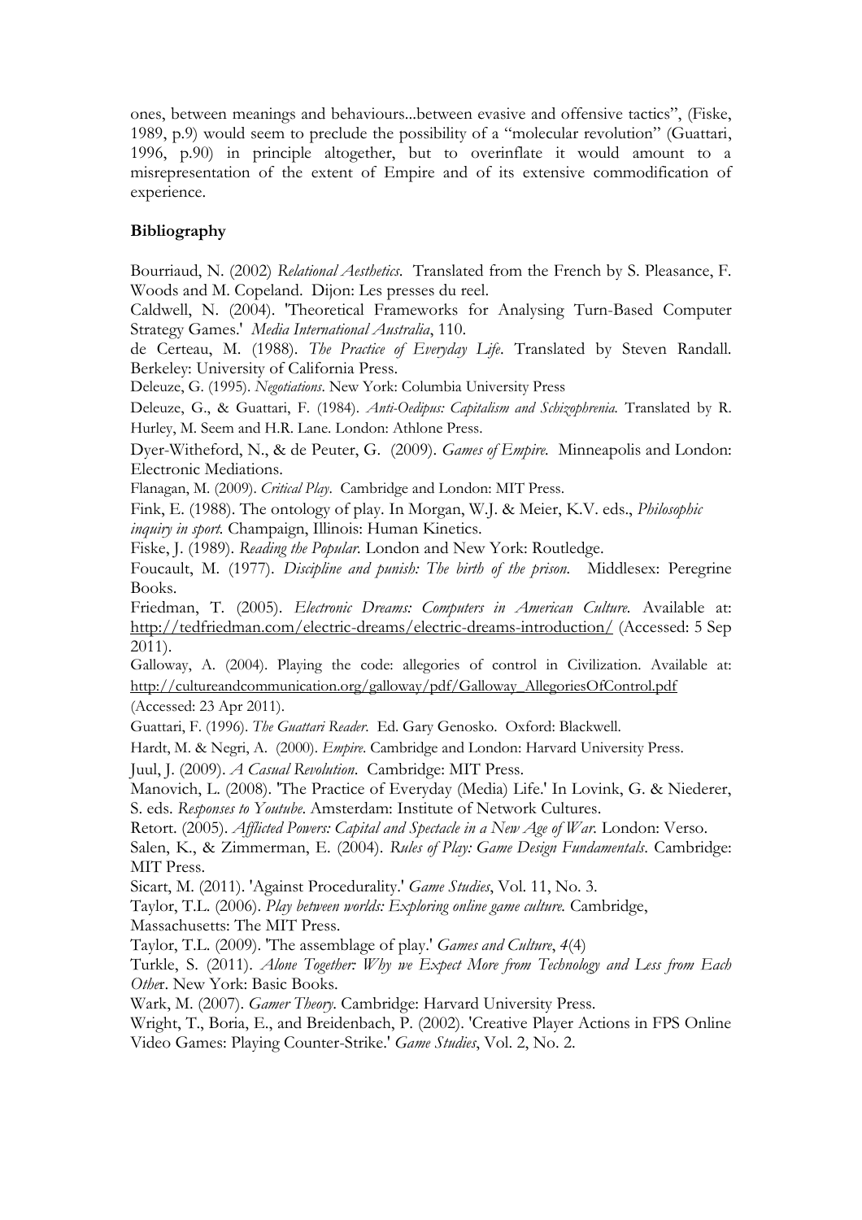ones, between meanings and behaviours...between evasive and offensive tactics", (Fiske, 1989, p.9) would seem to preclude the possibility of a "molecular revolution" (Guattari, 1996, p.90) in principle altogether, but to overinflate it would amount to a misrepresentation of the extent of Empire and of its extensive commodification of experience.

**Bibliography**

Bourriaud, N. (2002) *Relational Aesthetics*. Translated from the French by S. Pleasance, F. Woods and M. Copeland. Dijon: Les presses du reel.

Caldwell, N. (2004). 'Theoretical Frameworks for Analysing Turn-Based Computer Strategy Games.' *Media International Australia*, 110.

de Certeau, M. (1988). *The Practice of Everyday Life*. Translated by Steven Randall. Berkeley: University of California Press.

Deleuze, G. (1995). *Negotiations*. New York: Columbia University Press

Deleuze, G., & Guattari, F. (1984). *Anti-Oedipus: Capitalism and Schizophrenia.* Translated by R. Hurley, M. Seem and H.R. Lane. London: Athlone Press.

Dyer-Witheford, N., & de Peuter, G. (2009). *Games of Empire.* Minneapolis and London: Electronic Mediations.

Flanagan, M. (2009). *Critical Play*. Cambridge and London: MIT Press.

Fink, E. (1988). The ontology of play. In Morgan, W.J. & Meier, K.V. eds., *Philosophic inquiry in sport.* Champaign, Illinois: Human Kinetics.

Fiske, J. (1989). *Reading the Popular.* London and New York: Routledge.

Foucault, M. (1977). *Discipline and punish: The birth of the prison.* Middlesex: Peregrine Books.

Friedman, T. (2005). *Electronic Dreams: Computers in American Culture.* Available at: http://tedfriedman.com/electric-dreams/electric-dreams-introduction/ (Accessed: 5 Sep 2011).

Galloway, A. (2004). Playing the code: allegories of control in Civilization. Available at: http://cultureandcommunication.org/galloway/pdf/Galloway_AllegoriesOfControl.pdf (Accessed: 23 Apr 2011).

Guattari, F. (1996). *The Guattari Reader.* Ed. Gary Genosko. Oxford: Blackwell.

Hardt, M. & Negri, A. (2000). *Empire.* Cambridge and London: Harvard University Press.

Juul, J. (2009). *A Casual Revolution*. Cambridge: MIT Press.

Manovich, L. (2008). 'The Practice of Everyday (Media) Life.' In Lovink, G. & Niederer, S. eds. *Responses to Youtube*. Amsterdam: Institute of Network Cultures.

Retort. (2005). *Afflicted Powers: Capital and Spectacle in a New Age of War.* London: Verso.

Salen, K., & Zimmerman, E. (2004). *Rules of Play: Game Design Fundamentals*. Cambridge: MIT Press.

Sicart, M. (2011). 'Against Procedurality.' *Game Studies*, Vol. 11, No. 3.

Taylor, T.L. (2006). *Play between worlds: Exploring online game culture.* Cambridge, Massachusetts: The MIT Press.

Taylor, T.L. (2009). 'The assemblage of play.' *Games and Culture*, *4*(4)

Turkle, S. (2011). *Alone Together: Why we Expect More from Technology and Less from Each Other*. New York: Basic Books.

Wark, M. (2007). *Gamer Theory.* Cambridge: Harvard University Press.

Wright, T., Boria, E., and Breidenbach, P. (2002). 'Creative Player Actions in FPS Online Video Games: Playing Counter-Strike.' *Game Studies*, Vol. 2, No. 2.